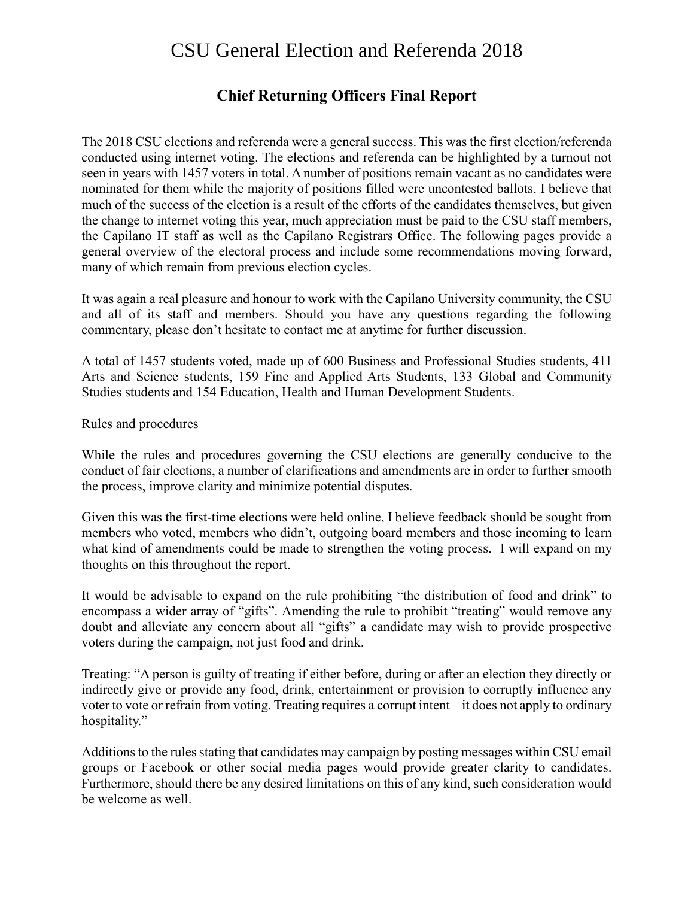# CSU General Election and Referenda 2018

## Chief Returning Officers Final Report

The 2018 CSU elections and referenda were a general success. This was the first election/referenda conducted using internet voting. The elections and referenda can be highlighted by a turnout not seen in years with 1457 voters in total. A number of positions remain vacant as no candidates were nominated for them while the majority of positions filled were uncontested ballots. I believe that much of the success of the election is a result of the efforts of the candidates themselves, but given the change to internet voting this year, much appreciation must be paid to the CSU staff members, the Capilano IT staff as well as the Capilano Registrars Office. The following pages provide a general overview of the electoral process and include some recommendations moving forward, many of which remain from previous election cycles.

It was again a real pleasure and honour to work with the Capilano University community, the CSU and all of its staff and members. Should you have any questions regarding the following commentary, please don't hesitate to contact me at anytime for further discussion.

A total of 1457 students voted, made up of 600 Business and Professional Studies students, 411 Arts and Science students, 159 Fine and Applied Arts Students, 133 Global and Community Studies students and 154 Education, Health and Human Development Students.

<u>Rules and procedures</u>

While the rules and procedures governing the CSU elections are generally conducive to the conduct of fair elections, a number of clarifications and amendments are in order to further smooth the process, improve clarity and minimize potential disputes.

Given this was the first-time elections were held online, I believe feedback should be sought from members who voted, members who didn't, outgoing board members and those incoming to learn what kind of amendments could be made to strengthen the voting process. I will expand on my thoughts on this throughout the report.

It would be advisable to expand on the rule prohibiting "the distribution of food and drink" to encompass a wider array of "gifts". Amending the rule to prohibit "treating" would remove any doubt and alleviate any concern about all "gifts" a candidate may wish to provide prospective voters during the campaign, not just food and drink.

Treating: "A person is guilty of treating if either before, during or after an election they directly or indirectly give or provide any food, drink, entertainment or provision to corruptly influence any voter to vote or refrain from voting. Treating requires a corrupt intent – it does not apply to ordinary hospitality."

Additions to the rules stating that candidates may campaign by posting messages within CSU email groups or Facebook or other social media pages would provide greater clarity to candidates. Furthermore, should there be any desired limitations on this of any kind, such consideration would be welcome as well.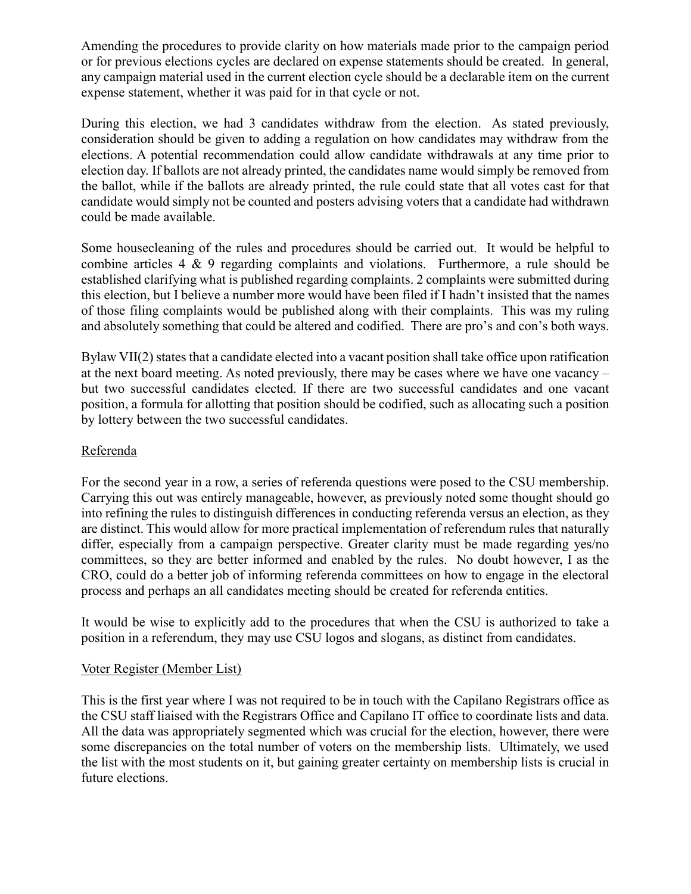Amending the procedures to provide clarity on how materials made prior to the campaign period or for previous elections cycles are declared on expense statements should be created. In general, any campaign material used in the current election cycle should be a declarable item on the current expense statement, whether it was paid for in that cycle or not.

During this election, we had 3 candidates withdraw from the election. As stated previously, consideration should be given to adding a regulation on how candidates may withdraw from the elections. A potential recommendation could allow candidate withdrawals at any time prior to election day. If ballots are not already printed, the candidates name would simply be removed from the ballot, while if the ballots are already printed, the rule could state that all votes cast for that candidate would simply not be counted and posters advising voters that a candidate had withdrawn could be made available.

Some housecleaning of the rules and procedures should be carried out. It would be helpful to combine articles 4 & 9 regarding complaints and violations. Furthermore, a rule should be established clarifying what is published regarding complaints. 2 complaints were submitted during this election, but I believe a number more would have been filed if I hadn't insisted that the names of those filing complaints would be published along with their complaints. This was my ruling and absolutely something that could be altered and codified. There are pro's and con's both ways.

Bylaw VII(2) states that a candidate elected into a vacant position shall take office upon ratification at the next board meeting. As noted previously, there may be cases where we have one vacancy – but two successful candidates elected. If there are two successful candidates and one vacant position, a formula for allotting that position should be codified, such as allocating such a position by lottery between the two successful candidates.

## Referenda

For the second year in a row, a series of referenda questions were posed to the CSU membership. Carrying this out was entirely manageable, however, as previously noted some thought should go into refining the rules to distinguish differences in conducting referenda versus an election, as they are distinct. This would allow for more practical implementation of referendum rules that naturally differ, especially from a campaign perspective. Greater clarity must be made regarding yes/no committees, so they are better informed and enabled by the rules. No doubt however, I as the CRO, could do a better job of informing referenda committees on how to engage in the electoral process and perhaps an all candidates meeting should be created for referenda entities.

It would be wise to explicitly add to the procedures that when the CSU is authorized to take a position in a referendum, they may use CSU logos and slogans, as distinct from candidates.

## Voter Register (Member List)

This is the first year where I was not required to be in touch with the Capilano Registrars office as the CSU staff liaised with the Registrars Office and Capilano IT office to coordinate lists and data. All the data was appropriately segmented which was crucial for the election, however, there were some discrepancies on the total number of voters on the membership lists. Ultimately, we used the list with the most students on it, but gaining greater certainty on membership lists is crucial in future elections.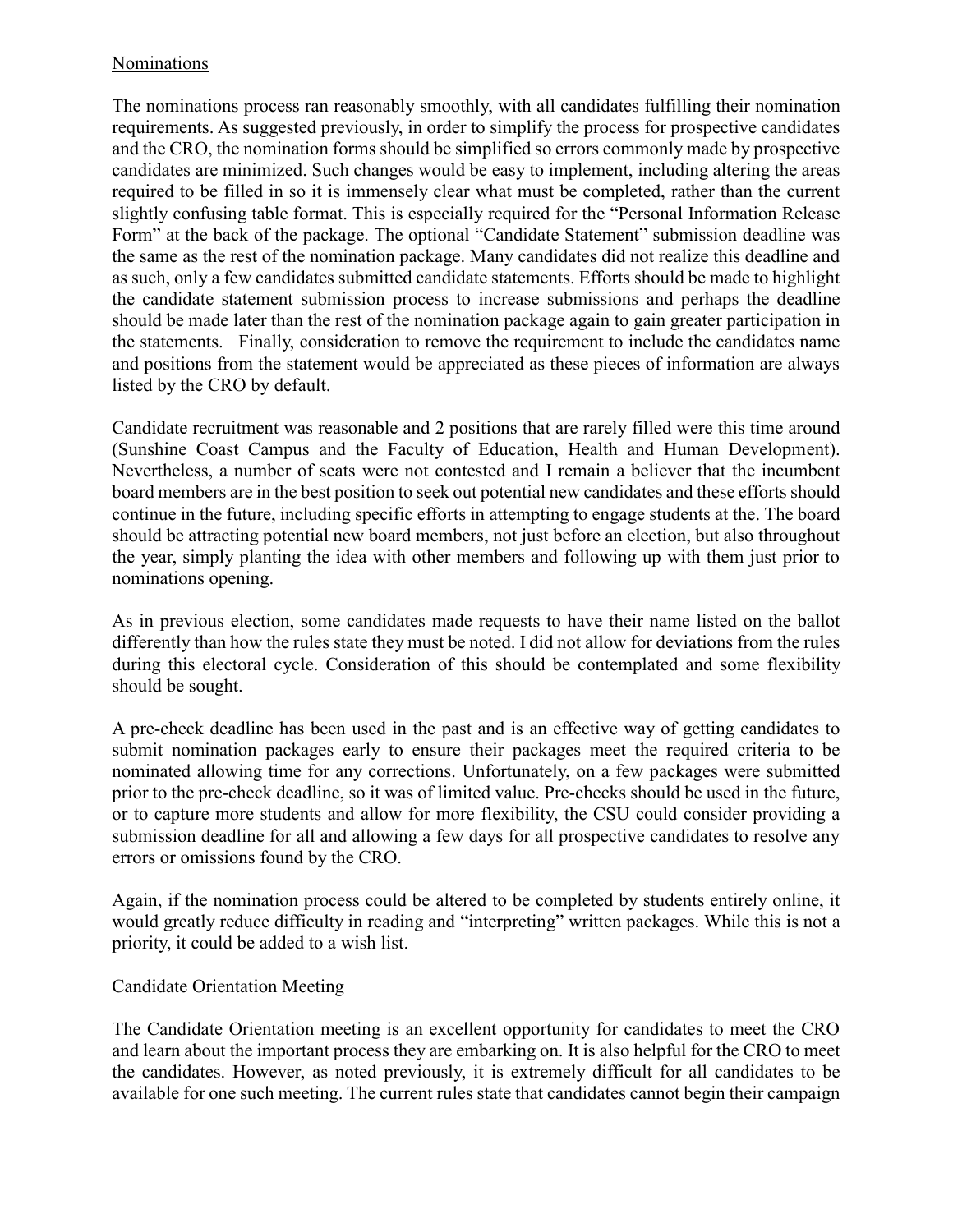## Nominations

The nominations process ran reasonably smoothly, with all candidates fulfilling their nomination requirements. As suggested previously, in order to simplify the process for prospective candidates and the CRO, the nomination forms should be simplified so errors commonly made by prospective candidates are minimized. Such changes would be easy to implement, including altering the areas required to be filled in so it is immensely clear what must be completed, rather than the current slightly confusing table format. This is especially required for the "Personal Information Release Form" at the back of the package. The optional "Candidate Statement" submission deadline was the same as the rest of the nomination package. Many candidates did not realize this deadline and as such, only a few candidates submitted candidate statements. Efforts should be made to highlight the candidate statement submission process to increase submissions and perhaps the deadline should be made later than the rest of the nomination package again to gain greater participation in the statements. Finally, consideration to remove the requirement to include the candidates name and positions from the statement would be appreciated as these pieces of information are always listed by the CRO by default.

Candidate recruitment was reasonable and 2 positions that are rarely filled were this time around (Sunshine Coast Campus and the Faculty of Education, Health and Human Development). Nevertheless, a number of seats were not contested and I remain a believer that the incumbent board members are in the best position to seek out potential new candidates and these efforts should continue in the future, including specific efforts in attempting to engage students at the. The board should be attracting potential new board members, not just before an election, but also throughout the year, simply planting the idea with other members and following up with them just prior to nominations opening.

As in previous election, some candidates made requests to have their name listed on the ballot differently than how the rules state they must be noted. I did not allow for deviations from the rules during this electoral cycle. Consideration of this should be contemplated and some flexibility should be sought.

A pre-check deadline has been used in the past and is an effective way of getting candidates to submit nomination packages early to ensure their packages meet the required criteria to be nominated allowing time for any corrections. Unfortunately, on a few packages were submitted prior to the pre-check deadline, so it was of limited value. Pre-checks should be used in the future, or to capture more students and allow for more flexibility, the CSU could consider providing a submission deadline for all and allowing a few days for all prospective candidates to resolve any errors or omissions found by the CRO.

Again, if the nomination process could be altered to be completed by students entirely online, it would greatly reduce difficulty in reading and "interpreting" written packages. While this is not a priority, it could be added to a wish list.

## Candidate Orientation Meeting

The Candidate Orientation meeting is an excellent opportunity for candidates to meet the CRO and learn about the important process they are embarking on. It is also helpful for the CRO to meet the candidates. However, as noted previously, it is extremely difficult for all candidates to be available for one such meeting. The current rules state that candidates cannot begin their campaign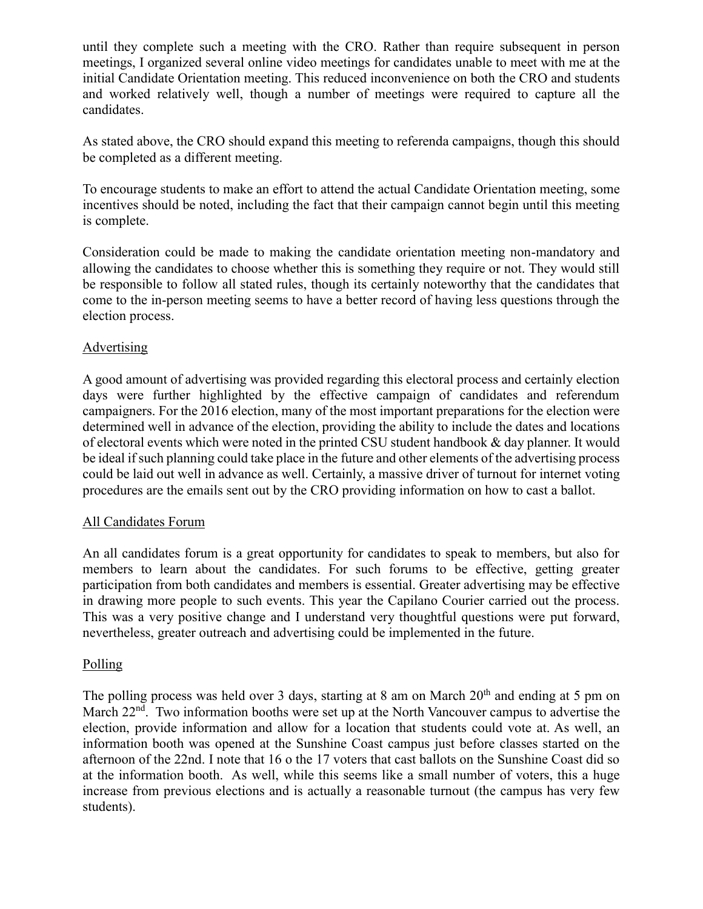until they complete such a meeting with the CRO. Rather than require subsequent in person meetings, I organized several online video meetings for candidates unable to meet with me at the initial Candidate Orientation meeting. This reduced inconvenience on both the CRO and students and worked relatively well, though a number of meetings were required to capture all the candidates.

As stated above, the CRO should expand this meeting to referenda campaigns, though this should be completed as a different meeting.

To encourage students to make an effort to attend the actual Candidate Orientation meeting, some incentives should be noted, including the fact that their campaign cannot begin until this meeting is complete.

Consideration could be made to making the candidate orientation meeting non-mandatory and allowing the candidates to choose whether this is something they require or not. They would still be responsible to follow all stated rules, though its certainly noteworthy that the candidates that come to the in-person meeting seems to have a better record of having less questions through the election process.

## Advertising

A good amount of advertising was provided regarding this electoral process and certainly election days were further highlighted by the effective campaign of candidates and referendum campaigners. For the 2016 election, many of the most important preparations for the election were determined well in advance of the election, providing the ability to include the dates and locations of electoral events which were noted in the printed CSU student handbook & day planner. It would be ideal if such planning could take place in the future and other elements of the advertising process could be laid out well in advance as well. Certainly, a massive driver of turnout for internet voting procedures are the emails sent out by the CRO providing information on how to cast a ballot.

## All Candidates Forum

An all candidates forum is a great opportunity for candidates to speak to members, but also for members to learn about the candidates. For such forums to be effective, getting greater participation from both candidates and members is essential. Greater advertising may be effective in drawing more people to such events. This year the Capilano Courier carried out the process. This was a very positive change and I understand very thoughtful questions were put forward, nevertheless, greater outreach and advertising could be implemented in the future.

## Polling

The polling process was held over 3 days, starting at 8 am on March 20th and ending at 5 pm on March 22nd. Two information booths were set up at the North Vancouver campus to advertise the election, provide information and allow for a location that students could vote at. As well, an information booth was opened at the Sunshine Coast campus just before classes started on the afternoon of the 22nd. I note that 16 o the 17 voters that cast ballots on the Sunshine Coast did so at the information booth. As well, while this seems like a small number of voters, this a huge increase from previous elections and is actually a reasonable turnout (the campus has very few students).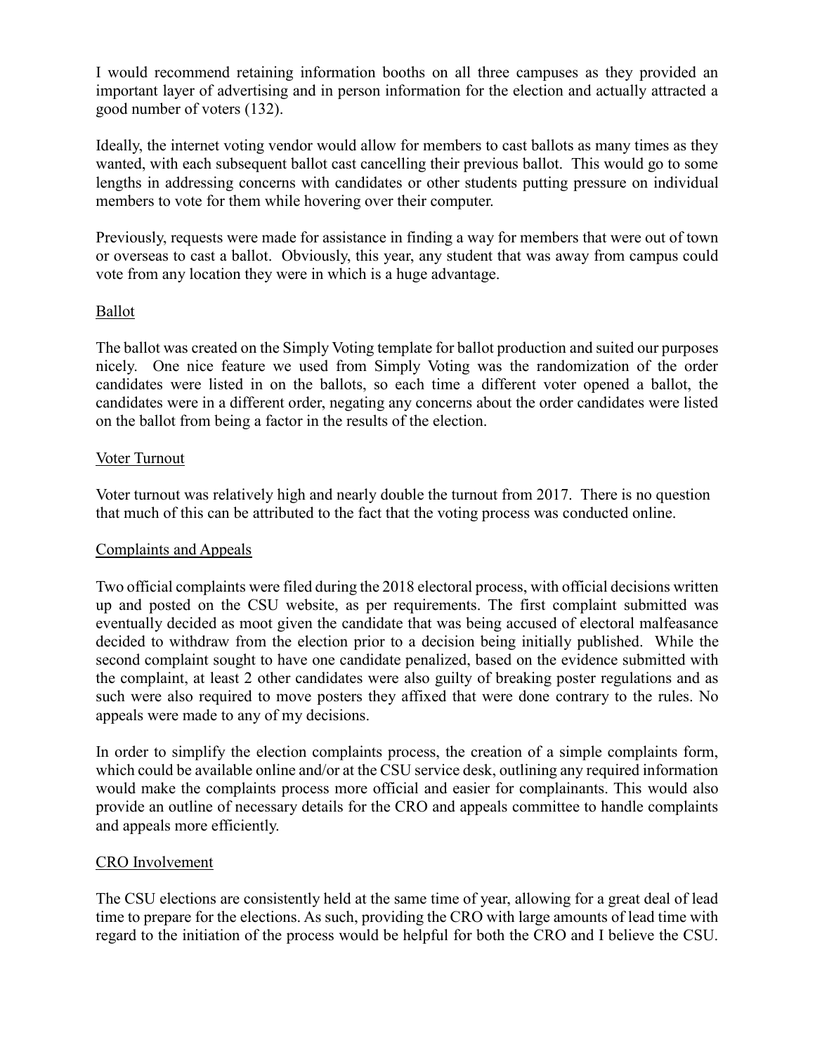I would recommend retaining information booths on all three campuses as they provided an important layer of advertising and in person information for the election and actually attracted a good number of voters (132).

Ideally, the internet voting vendor would allow for members to cast ballots as many times as they wanted, with each subsequent ballot cast cancelling their previous ballot. This would go to some lengths in addressing concerns with candidates or other students putting pressure on individual members to vote for them while hovering over their computer.

Previously, requests were made for assistance in finding a way for members that were out of town or overseas to cast a ballot. Obviously, this year, any student that was away from campus could vote from any location they were in which is a huge advantage.

## Ballot

The ballot was created on the Simply Voting template for ballot production and suited our purposes nicely. One nice feature we used from Simply Voting was the randomization of the order candidates were listed in on the ballots, so each time a different voter opened a ballot, the candidates were in a different order, negating any concerns about the order candidates were listed on the ballot from being a factor in the results of the election.

## Voter Turnout

Voter turnout was relatively high and nearly double the turnout from 2017. There is no question that much of this can be attributed to the fact that the voting process was conducted online.

## Complaints and Appeals

Two official complaints were filed during the 2018 electoral process, with official decisions written up and posted on the CSU website, as per requirements. The first complaint submitted was eventually decided as moot given the candidate that was being accused of electoral malfeasance decided to withdraw from the election prior to a decision being initially published. While the second complaint sought to have one candidate penalized, based on the evidence submitted with the complaint, at least 2 other candidates were also guilty of breaking poster regulations and as such were also required to move posters they affixed that were done contrary to the rules. No appeals were made to any of my decisions.

In order to simplify the election complaints process, the creation of a simple complaints form, which could be available online and/or at the CSU service desk, outlining any required information would make the complaints process more official and easier for complainants. This would also provide an outline of necessary details for the CRO and appeals committee to handle complaints and appeals more efficiently.

## CRO Involvement

The CSU elections are consistently held at the same time of year, allowing for a great deal of lead time to prepare for the elections. As such, providing the CRO with large amounts of lead time with regard to the initiation of the process would be helpful for both the CRO and I believe the CSU.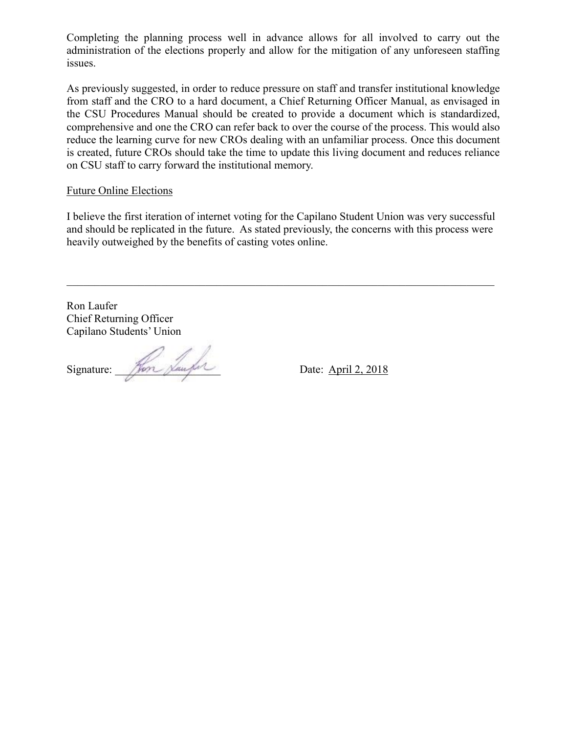Completing the planning process well in advance allows for all involved to carry out the administration of the elections properly and allow for the mitigation of any unforeseen staffing issues.

As previously suggested, in order to reduce pressure on staff and transfer institutional knowledge from staff and the CRO to a hard document, a Chief Returning Officer Manual, as envisaged in the CSU Procedures Manual should be created to provide a document which is standardized, comprehensive and one the CRO can refer back to over the course of the process. This would also reduce the learning curve for new CROs dealing with an unfamiliar process. Once this document is created, future CROs should take the time to update this living document and reduces reliance on CSU staff to carry forward the institutional memory.

Future Online Elections

I believe the first iteration of internet voting for the Capilano Student Union was very successful and should be replicated in the future. As stated previously, the concerns with this process were heavily outweighed by the benefits of casting votes online.

---

Ron Laufer
Chief Returning Officer
Capilano Students' Union

Signature: Ron Laufer Date: April 2, 2018